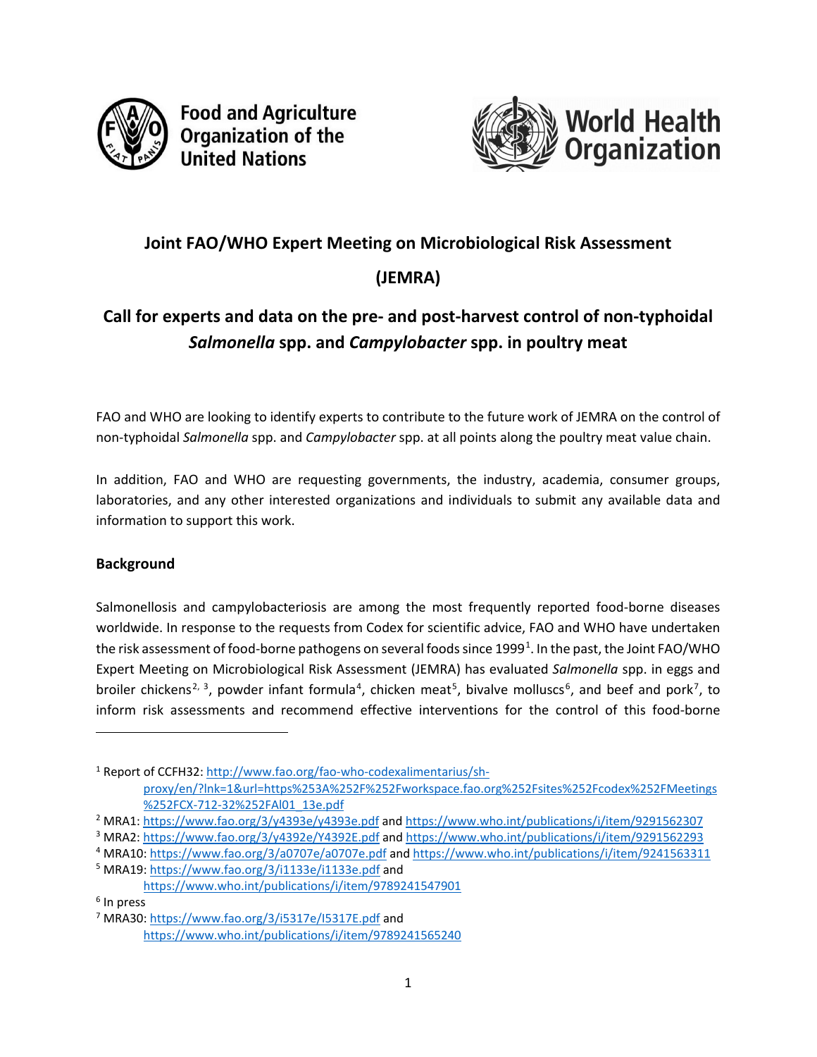Food and Agriculture Organization of the United Nations

World Health Organization

# Joint FAO/WHO Expert Meeting on Microbiological Risk Assessment (JEMRA)

## Call for experts and data on the pre- and post-harvest control of non-typhoidal *Salmonella* spp. and *Campylobacter* spp. in poultry meat

FAO and WHO are looking to identify experts to contribute to the future work of JEMRA on the control of non-typhoidal *Salmonella* spp. and *Campylobacter* spp. at all points along the poultry meat value chain.

In addition, FAO and WHO are requesting governments, the industry, academia, consumer groups, laboratories, and any other interested organizations and individuals to submit any available data and information to support this work.

### Background

Salmonellosis and campylobacteriosis are among the most frequently reported food-borne diseases worldwide. In response to the requests from Codex for scientific advice, FAO and WHO have undertaken the risk assessment of food-borne pathogens on several foods since 1999[1]. In the past, the Joint FAO/WHO Expert Meeting on Microbiological Risk Assessment (JEMRA) has evaluated *Salmonella* spp. in eggs and broiler chickens[2, 3], powder infant formula[4], chicken meat[5], bivalve molluscs[6], and beef and pork[7], to inform risk assessments and recommend effective interventions for the control of this food-borne

---

[1] Report of CCFH32: http://www.fao.org/fao-who-codexalimentarius/sh-proxy/en/?lnk=1&url=https%253A%252F%252Fworkspace.fao.org%252Fsites%252Fcodex%252FMeetings%252FCX-712-32%252FAl01_13e.pdf

[2] MRA1: https://www.fao.org/3/y4393e/y4393e.pdf and https://www.who.int/publications/i/item/9291562307

[3] MRA2: https://www.fao.org/3/y4392e/Y4392E.pdf and https://www.who.int/publications/i/item/9291562293

[4] MRA10: https://www.fao.org/3/a0707e/a0707e.pdf and https://www.who.int/publications/i/item/9241563311

[5] MRA19: https://www.fao.org/3/i1133e/i1133e.pdf and https://www.who.int/publications/i/item/9789241547901

[6] In press

[7] MRA30: https://www.fao.org/3/i5317e/I5317E.pdf and https://www.who.int/publications/i/item/9789241565240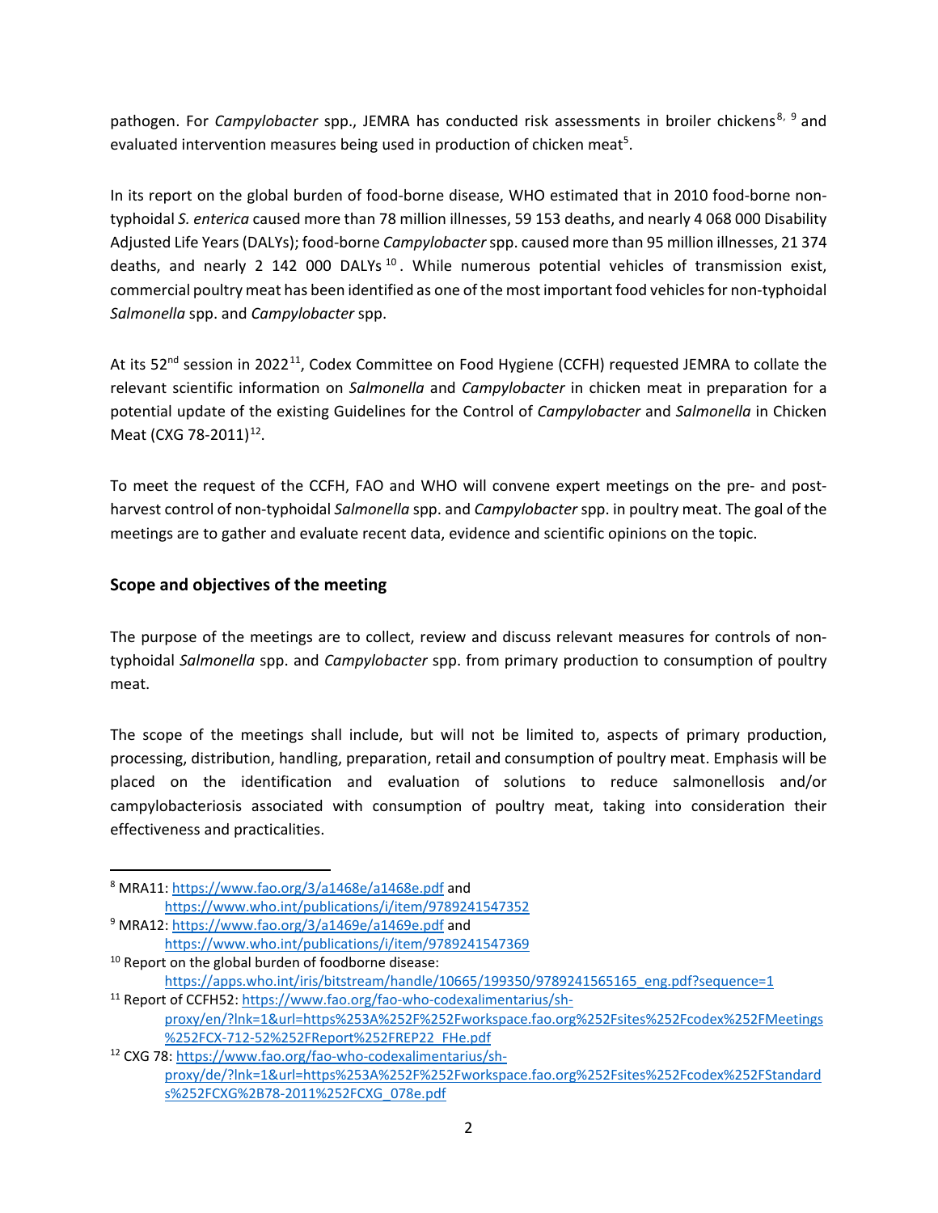pathogen. For *Campylobacter* spp., JEMRA has conducted risk assessments in broiler chickens[8, 9] and evaluated intervention measures being used in production of chicken meat[5].

In its report on the global burden of food-borne disease, WHO estimated that in 2010 food-borne non-typhoidal *S. enterica* caused more than 78 million illnesses, 59 153 deaths, and nearly 4 068 000 Disability Adjusted Life Years (DALYs); food-borne *Campylobacter* spp. caused more than 95 million illnesses, 21 374 deaths, and nearly 2 142 000 DALYs[10]. While numerous potential vehicles of transmission exist, commercial poultry meat has been identified as one of the most important food vehicles for non-typhoidal *Salmonella* spp. and *Campylobacter* spp.

At its 52nd session in 2022[11], Codex Committee on Food Hygiene (CCFH) requested JEMRA to collate the relevant scientific information on *Salmonella* and *Campylobacter* in chicken meat in preparation for a potential update of the existing Guidelines for the Control of *Campylobacter* and *Salmonella* in Chicken Meat (CXG 78-2011)[12].

To meet the request of the CCFH, FAO and WHO will convene expert meetings on the pre- and post-harvest control of non-typhoidal *Salmonella* spp. and *Campylobacter* spp. in poultry meat. The goal of the meetings are to gather and evaluate recent data, evidence and scientific opinions on the topic.

## Scope and objectives of the meeting

The purpose of the meetings are to collect, review and discuss relevant measures for controls of non-typhoidal *Salmonella* spp. and *Campylobacter* spp. from primary production to consumption of poultry meat.

The scope of the meetings shall include, but will not be limited to, aspects of primary production, processing, distribution, handling, preparation, retail and consumption of poultry meat. Emphasis will be placed on the identification and evaluation of solutions to reduce salmonellosis and/or campylobacteriosis associated with consumption of poultry meat, taking into consideration their effectiveness and practicalities.

---

[8] MRA11: https://www.fao.org/3/a1468e/a1468e.pdf and https://www.who.int/publications/i/item/9789241547352

[9] MRA12: https://www.fao.org/3/a1469e/a1469e.pdf and https://www.who.int/publications/i/item/9789241547369

[10] Report on the global burden of foodborne disease: https://apps.who.int/iris/bitstream/handle/10665/199350/9789241565165_eng.pdf?sequence=1

[11] Report of CCFH52: https://www.fao.org/fao-who-codexalimentarius/sh-proxy/en/?lnk=1&url=https%253A%252F%252Fworkspace.fao.org%252Fsites%252Fcodex%252FMeetings%252FCX-712-52%252FReport%252FREP22_FHe.pdf

[12] CXG 78: https://www.fao.org/fao-who-codexalimentarius/sh-proxy/de/?lnk=1&url=https%253A%252F%252Fworkspace.fao.org%252Fsites%252Fcodex%252FStandards%252FCXG%2B78-2011%252FCXG_078e.pdf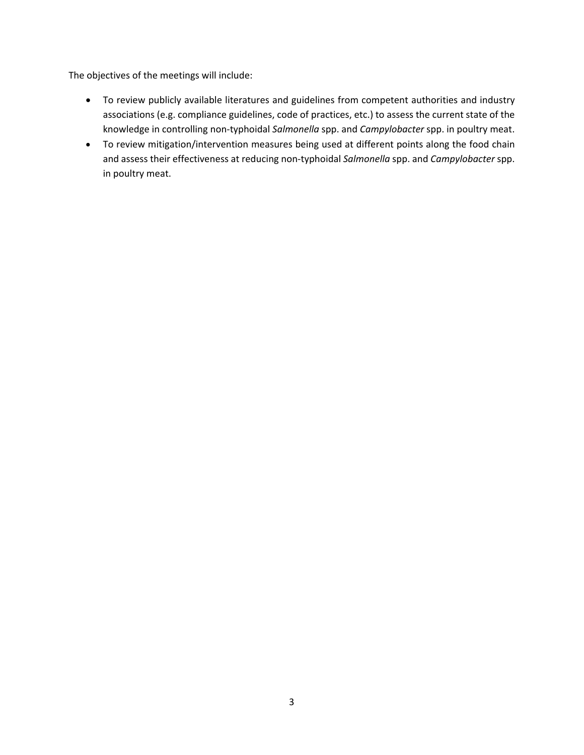The objectives of the meetings will include:

- To review publicly available literatures and guidelines from competent authorities and industry associations (e.g. compliance guidelines, code of practices, etc.) to assess the current state of the knowledge in controlling non-typhoidal *Salmonella* spp. and *Campylobacter* spp. in poultry meat.
- To review mitigation/intervention measures being used at different points along the food chain and assess their effectiveness at reducing non-typhoidal *Salmonella* spp. and *Campylobacter* spp. in poultry meat.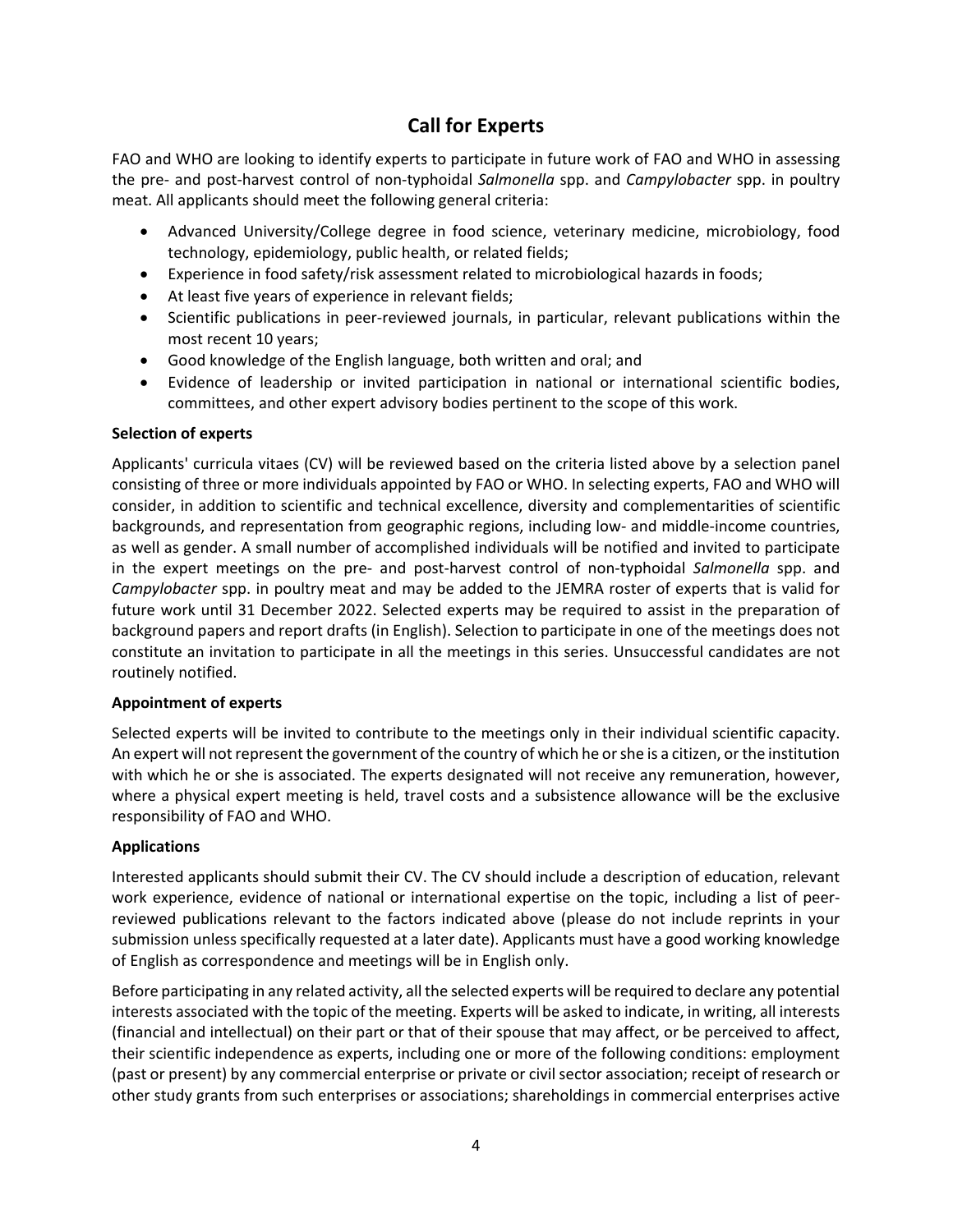## Call for Experts

FAO and WHO are looking to identify experts to participate in future work of FAO and WHO in assessing the pre- and post-harvest control of non-typhoidal *Salmonella* spp. and *Campylobacter* spp. in poultry meat. All applicants should meet the following general criteria:

- Advanced University/College degree in food science, veterinary medicine, microbiology, food technology, epidemiology, public health, or related fields;
- Experience in food safety/risk assessment related to microbiological hazards in foods;
- At least five years of experience in relevant fields;
- Scientific publications in peer-reviewed journals, in particular, relevant publications within the most recent 10 years;
- Good knowledge of the English language, both written and oral; and
- Evidence of leadership or invited participation in national or international scientific bodies, committees, and other expert advisory bodies pertinent to the scope of this work.

**Selection of experts**

Applicants' curricula vitaes (CV) will be reviewed based on the criteria listed above by a selection panel consisting of three or more individuals appointed by FAO or WHO. In selecting experts, FAO and WHO will consider, in addition to scientific and technical excellence, diversity and complementarities of scientific backgrounds, and representation from geographic regions, including low- and middle-income countries, as well as gender. A small number of accomplished individuals will be notified and invited to participate in the expert meetings on the pre- and post-harvest control of non-typhoidal *Salmonella* spp. and *Campylobacter* spp. in poultry meat and may be added to the JEMRA roster of experts that is valid for future work until 31 December 2022. Selected experts may be required to assist in the preparation of background papers and report drafts (in English). Selection to participate in one of the meetings does not constitute an invitation to participate in all the meetings in this series. Unsuccessful candidates are not routinely notified.

**Appointment of experts**

Selected experts will be invited to contribute to the meetings only in their individual scientific capacity. An expert will not represent the government of the country of which he or she is a citizen, or the institution with which he or she is associated. The experts designated will not receive any remuneration, however, where a physical expert meeting is held, travel costs and a subsistence allowance will be the exclusive responsibility of FAO and WHO.

**Applications**

Interested applicants should submit their CV. The CV should include a description of education, relevant work experience, evidence of national or international expertise on the topic, including a list of peer-reviewed publications relevant to the factors indicated above (please do not include reprints in your submission unless specifically requested at a later date). Applicants must have a good working knowledge of English as correspondence and meetings will be in English only.

Before participating in any related activity, all the selected experts will be required to declare any potential interests associated with the topic of the meeting. Experts will be asked to indicate, in writing, all interests (financial and intellectual) on their part or that of their spouse that may affect, or be perceived to affect, their scientific independence as experts, including one or more of the following conditions: employment (past or present) by any commercial enterprise or private or civil sector association; receipt of research or other study grants from such enterprises or associations; shareholdings in commercial enterprises active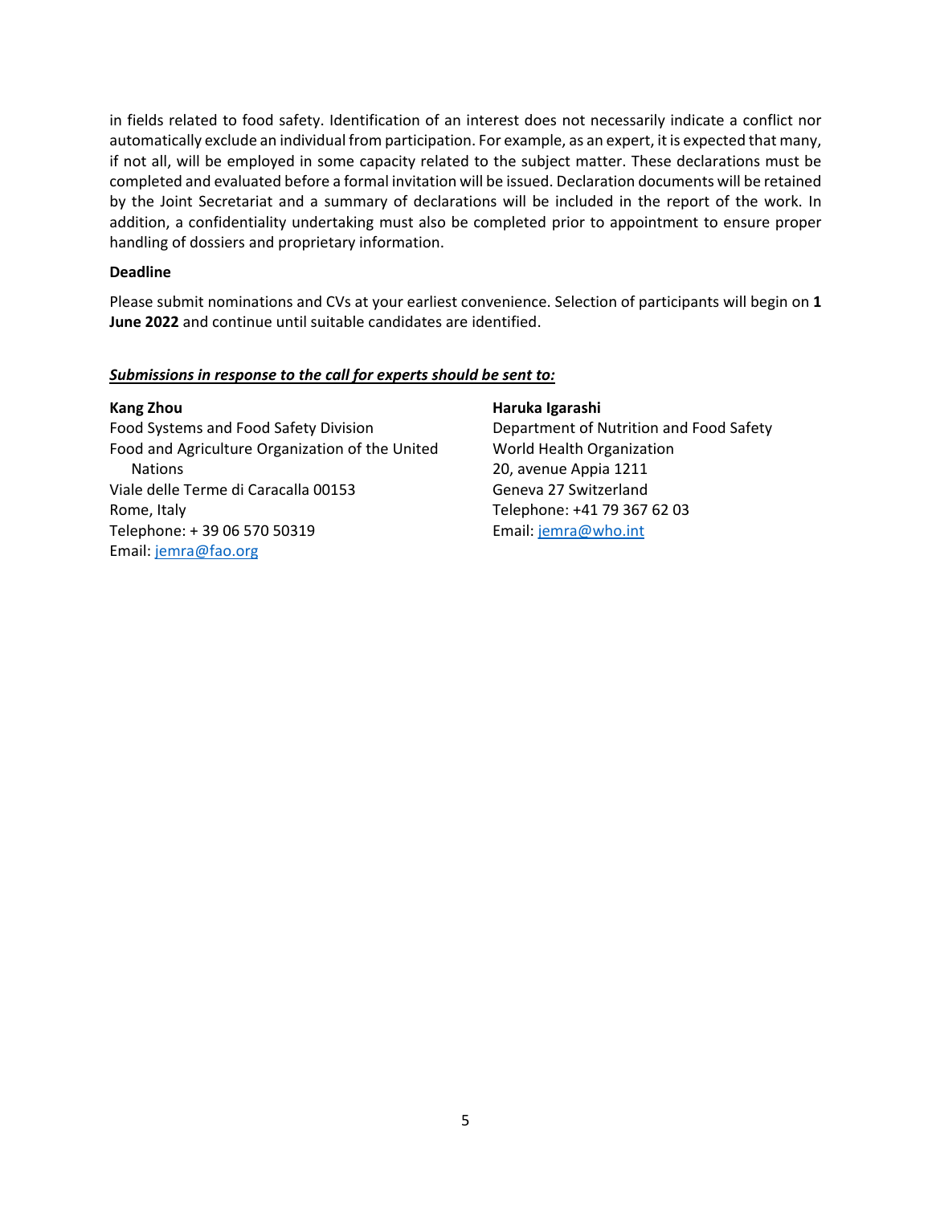in fields related to food safety. Identification of an interest does not necessarily indicate a conflict nor automatically exclude an individual from participation. For example, as an expert, it is expected that many, if not all, will be employed in some capacity related to the subject matter. These declarations must be completed and evaluated before a formal invitation will be issued. Declaration documents will be retained by the Joint Secretariat and a summary of declarations will be included in the report of the work. In addition, a confidentiality undertaking must also be completed prior to appointment to ensure proper handling of dossiers and proprietary information.

**Deadline**

Please submit nominations and CVs at your earliest convenience. Selection of participants will begin on **1 June 2022** and continue until suitable candidates are identified.

***Submissions in response to the call for experts should be sent to:***

**Kang Zhou**
Food Systems and Food Safety Division
Food and Agriculture Organization of the United Nations
Viale delle Terme di Caracalla 00153
Rome, Italy
Telephone: + 39 06 570 50319
Email: jemra@fao.org

**Haruka Igarashi**
Department of Nutrition and Food Safety
World Health Organization
20, avenue Appia 1211
Geneva 27 Switzerland
Telephone: +41 79 367 62 03
Email: jemra@who.int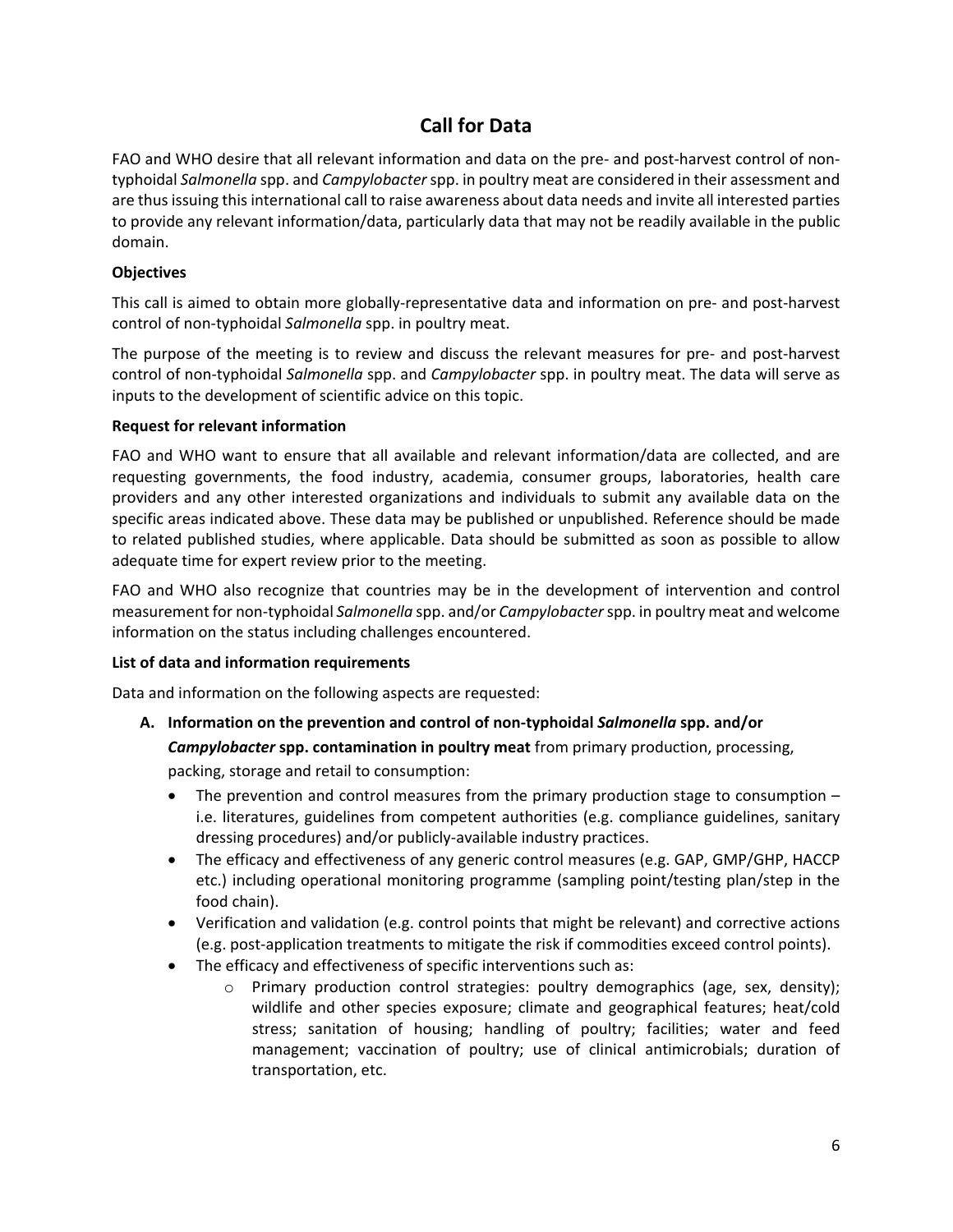# Call for Data

FAO and WHO desire that all relevant information and data on the pre- and post-harvest control of non-typhoidal *Salmonella* spp. and *Campylobacter* spp. in poultry meat are considered in their assessment and are thus issuing this international call to raise awareness about data needs and invite all interested parties to provide any relevant information/data, particularly data that may not be readily available in the public domain.

**Objectives**

This call is aimed to obtain more globally-representative data and information on pre- and post-harvest control of non-typhoidal *Salmonella* spp. in poultry meat.

The purpose of the meeting is to review and discuss the relevant measures for pre- and post-harvest control of non-typhoidal *Salmonella* spp. and *Campylobacter* spp. in poultry meat. The data will serve as inputs to the development of scientific advice on this topic.

**Request for relevant information**

FAO and WHO want to ensure that all available and relevant information/data are collected, and are requesting governments, the food industry, academia, consumer groups, laboratories, health care providers and any other interested organizations and individuals to submit any available data on the specific areas indicated above. These data may be published or unpublished. Reference should be made to related published studies, where applicable. Data should be submitted as soon as possible to allow adequate time for expert review prior to the meeting.

FAO and WHO also recognize that countries may be in the development of intervention and control measurement for non-typhoidal *Salmonella* spp. and/or *Campylobacter* spp. in poultry meat and welcome information on the status including challenges encountered.

**List of data and information requirements**

Data and information on the following aspects are requested:

A. **Information on the prevention and control of non-typhoidal *Salmonella* spp. and/or *Campylobacter* spp. contamination in poultry meat** from primary production, processing, packing, storage and retail to consumption:
    - The prevention and control measures from the primary production stage to consumption – i.e. literatures, guidelines from competent authorities (e.g. compliance guidelines, sanitary dressing procedures) and/or publicly-available industry practices.
    - The efficacy and effectiveness of any generic control measures (e.g. GAP, GMP/GHP, HACCP etc.) including operational monitoring programme (sampling point/testing plan/step in the food chain).
    - Verification and validation (e.g. control points that might be relevant) and corrective actions (e.g. post-application treatments to mitigate the risk if commodities exceed control points).
    - The efficacy and effectiveness of specific interventions such as:
        - Primary production control strategies: poultry demographics (age, sex, density); wildlife and other species exposure; climate and geographical features; heat/cold stress; sanitation of housing; handling of poultry; facilities; water and feed management; vaccination of poultry; use of clinical antimicrobials; duration of transportation, etc.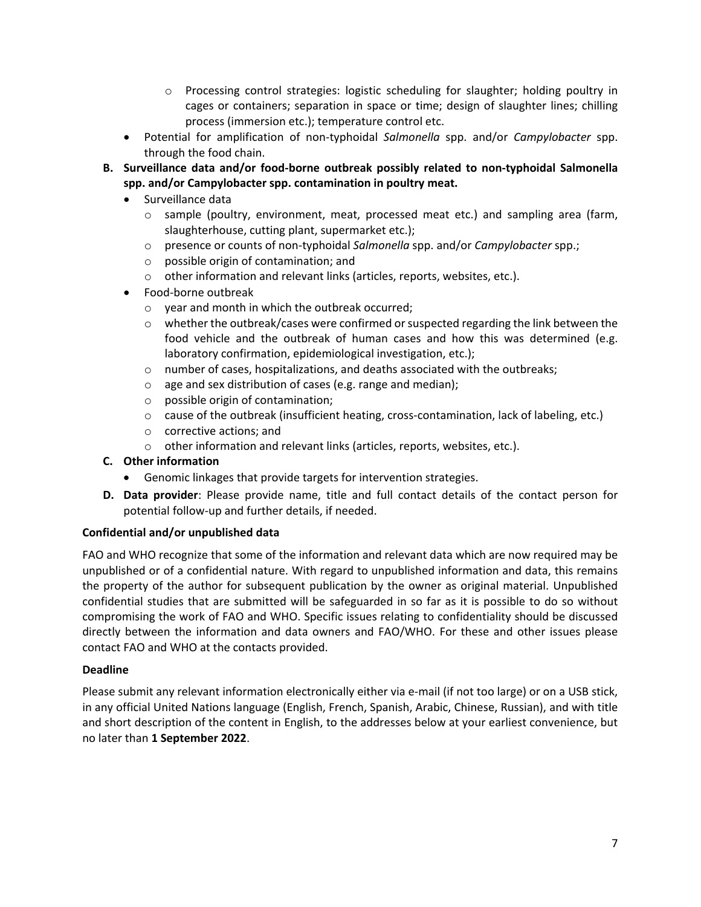- Processing control strategies: logistic scheduling for slaughter; holding poultry in cages or containers; separation in space or time; design of slaughter lines; chilling process (immersion etc.); temperature control etc.
- Potential for amplification of non-typhoidal *Salmonella* spp. and/or *Campylobacter* spp. through the food chain.

**B. Surveillance data and/or food-borne outbreak possibly related to non-typhoidal Salmonella spp. and/or Campylobacter spp. contamination in poultry meat.**

- Surveillance data
    - sample (poultry, environment, meat, processed meat etc.) and sampling area (farm, slaughterhouse, cutting plant, supermarket etc.);
    - presence or counts of non-typhoidal *Salmonella* spp. and/or *Campylobacter* spp.;
    - possible origin of contamination; and
    - other information and relevant links (articles, reports, websites, etc.).
- Food-borne outbreak
    - year and month in which the outbreak occurred;
    - whether the outbreak/cases were confirmed or suspected regarding the link between the food vehicle and the outbreak of human cases and how this was determined (e.g. laboratory confirmation, epidemiological investigation, etc.);
    - number of cases, hospitalizations, and deaths associated with the outbreaks;
    - age and sex distribution of cases (e.g. range and median);
    - possible origin of contamination;
    - cause of the outbreak (insufficient heating, cross-contamination, lack of labeling, etc.)
    - corrective actions; and
    - other information and relevant links (articles, reports, websites, etc.).

**C. Other information**

- Genomic linkages that provide targets for intervention strategies.

**D. Data provider**: Please provide name, title and full contact details of the contact person for potential follow-up and further details, if needed.

**Confidential and/or unpublished data**

FAO and WHO recognize that some of the information and relevant data which are now required may be unpublished or of a confidential nature. With regard to unpublished information and data, this remains the property of the author for subsequent publication by the owner as original material. Unpublished confidential studies that are submitted will be safeguarded in so far as it is possible to do so without compromising the work of FAO and WHO. Specific issues relating to confidentiality should be discussed directly between the information and data owners and FAO/WHO. For these and other issues please contact FAO and WHO at the contacts provided.

**Deadline**

Please submit any relevant information electronically either via e-mail (if not too large) or on a USB stick, in any official United Nations language (English, French, Spanish, Arabic, Chinese, Russian), and with title and short description of the content in English, to the addresses below at your earliest convenience, but no later than **1 September 2022**.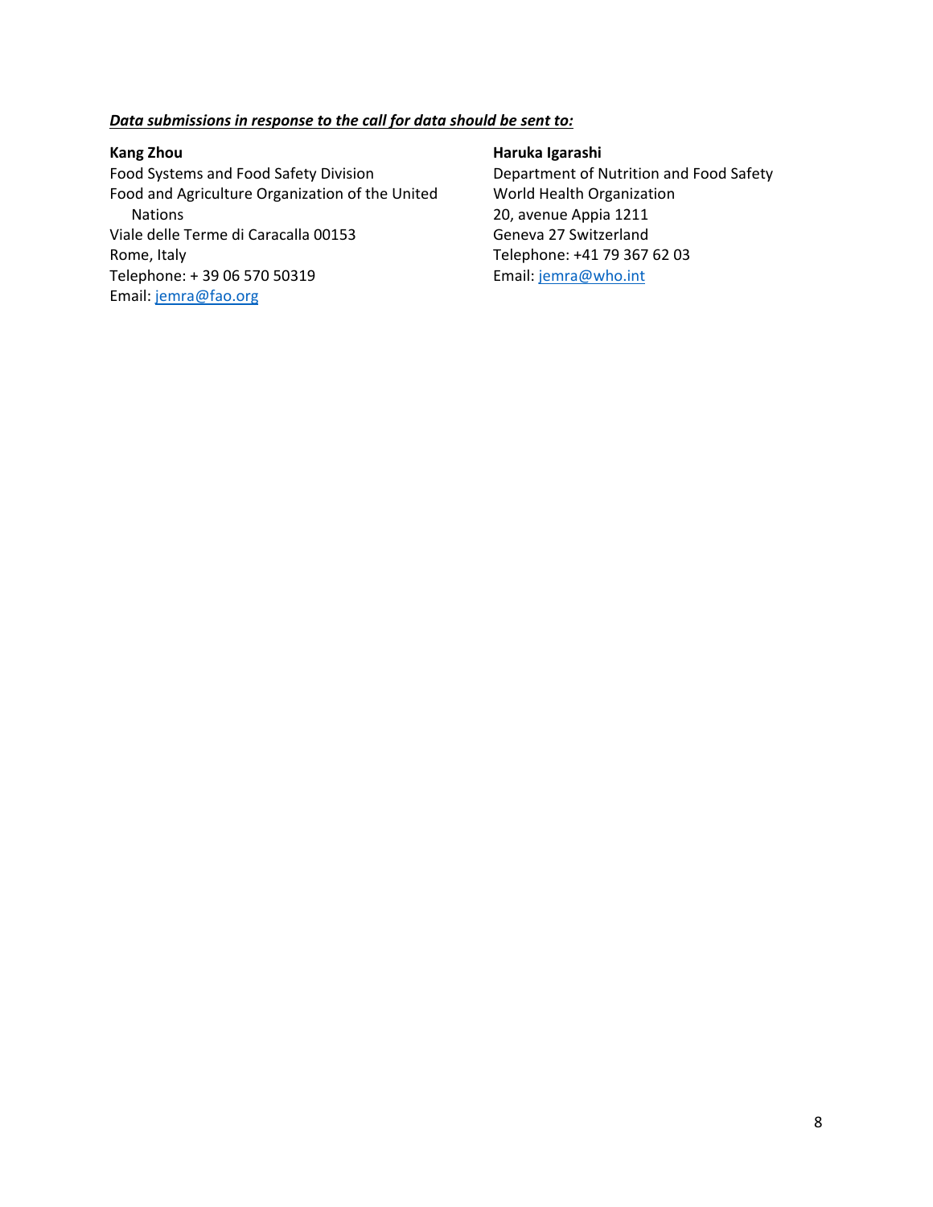***Data submissions in response to the call for data should be sent to:***

**Kang Zhou**
Food Systems and Food Safety Division
Food and Agriculture Organization of the United Nations
Viale delle Terme di Caracalla 00153
Rome, Italy
Telephone: + 39 06 570 50319
Email: jemra@fao.org

**Haruka Igarashi**
Department of Nutrition and Food Safety
World Health Organization
20, avenue Appia 1211
Geneva 27 Switzerland
Telephone: +41 79 367 62 03
Email: jemra@who.int